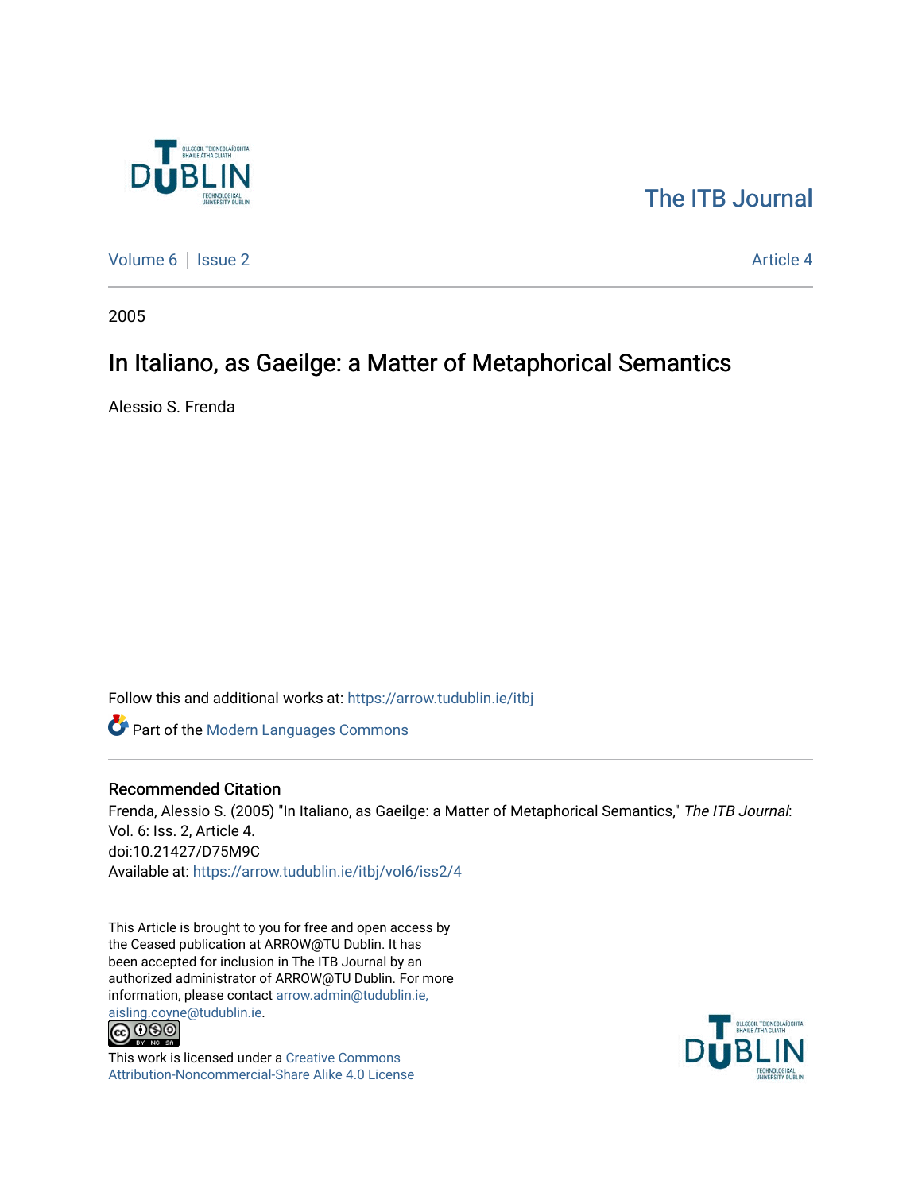The ITB Journal

Volume 6 | Issue 2 Article 4

2005

# In Italiano, as Gaeilge: a Matter of Metaphorical Semantics

Alessio S. Frenda

Follow this and additional works at: https://arrow.tudublin.ie/itbj

Part of the Modern Languages Commons

## Recommended Citation

Frenda, Alessio S. (2005) "In Italiano, as Gaeilge: a Matter of Metaphorical Semantics," *The ITB Journal*: Vol. 6: Iss. 2, Article 4.
doi:10.21427/D75M9C
Available at: https://arrow.tudublin.ie/itbj/vol6/iss2/4

This Article is brought to you for free and open access by the Ceased publication at ARROW@TU Dublin. It has been accepted for inclusion in The ITB Journal by an authorized administrator of ARROW@TU Dublin. For more information, please contact arrow.admin@tudublin.ie, aisling.coyne@tudublin.ie.

This work is licensed under a Creative Commons Attribution-Noncommercial-Share Alike 4.0 License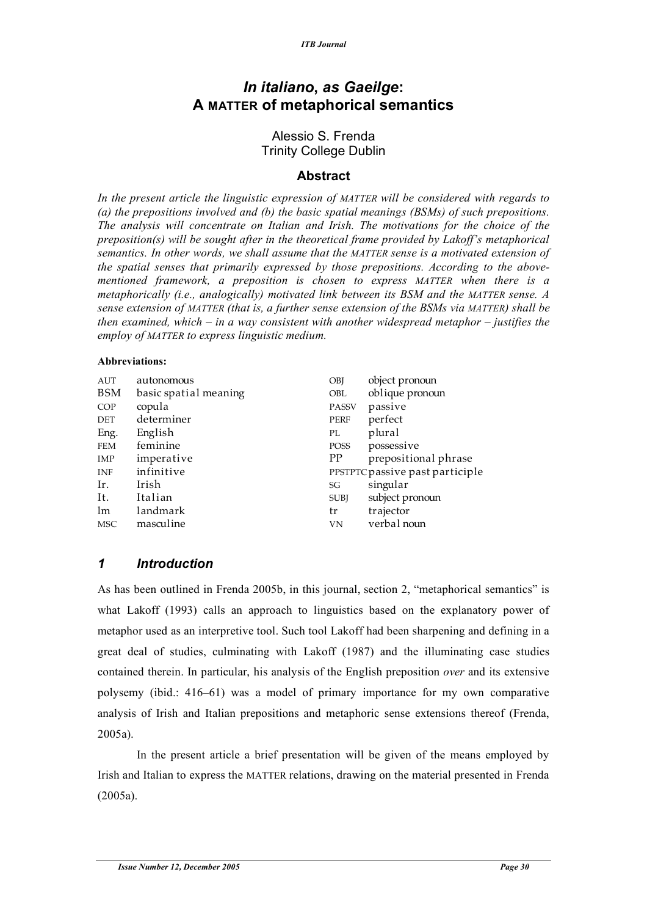# *In italiano*, *as Gaeilge*: A MATTER of metaphorical semantics

Alessio S. Frenda
Trinity College Dublin

## Abstract

*In the present article the linguistic expression of MATTER will be considered with regards to (a) the prepositions involved and (b) the basic spatial meanings (BSMs) of such prepositions. The analysis will concentrate on Italian and Irish. The motivations for the choice of the preposition(s) will be sought after in the theoretical frame provided by Lakoff's metaphorical semantics. In other words, we shall assume that the MATTER sense is a motivated extension of the spatial senses that primarily expressed by those prepositions. According to the above-mentioned framework, a preposition is chosen to express MATTER when there is a metaphorically (i.e., analogically) motivated link between its BSM and the MATTER sense. A sense extension of MATTER (that is, a further sense extension of the BSMs via MATTER) shall be then examined, which – in a way consistent with another widespread metaphor – justifies the employ of MATTER to express linguistic medium.*

**Abbreviations:**

| | | | |
|---|---|---|---|
| AUT | autonomous | OBJ | object pronoun |
| BSM | basic spatial meaning | OBL | oblique pronoun |
| COP | copula | PASSV | passive |
| DET | determiner | PERF | perfect |
| Eng. | English | PL | plural |
| FEM | feminine | POSS | possessive |
| IMP | imperative | PP | prepositional phrase |
| INF | infinitive | PPSTPTC | passive past participle |
| Ir. | Irish | SG | singular |
| It. | Italian | SUBJ | subject pronoun |
| lm | landmark | tr | trajector |
| MSC | masculine | VN | verbal noun |

## 1 Introduction

As has been outlined in Frenda 2005b, in this journal, section 2, "metaphorical semantics" is what Lakoff (1993) calls an approach to linguistics based on the explanatory power of metaphor used as an interpretive tool. Such tool Lakoff had been sharpening and defining in a great deal of studies, culminating with Lakoff (1987) and the illuminating case studies contained therein. In particular, his analysis of the English preposition *over* and its extensive polysemy (ibid.: 416–61) was a model of primary importance for my own comparative analysis of Irish and Italian prepositions and metaphoric sense extensions thereof (Frenda, 2005a).

In the present article a brief presentation will be given of the means employed by Irish and Italian to express the MATTER relations, drawing on the material presented in Frenda (2005a).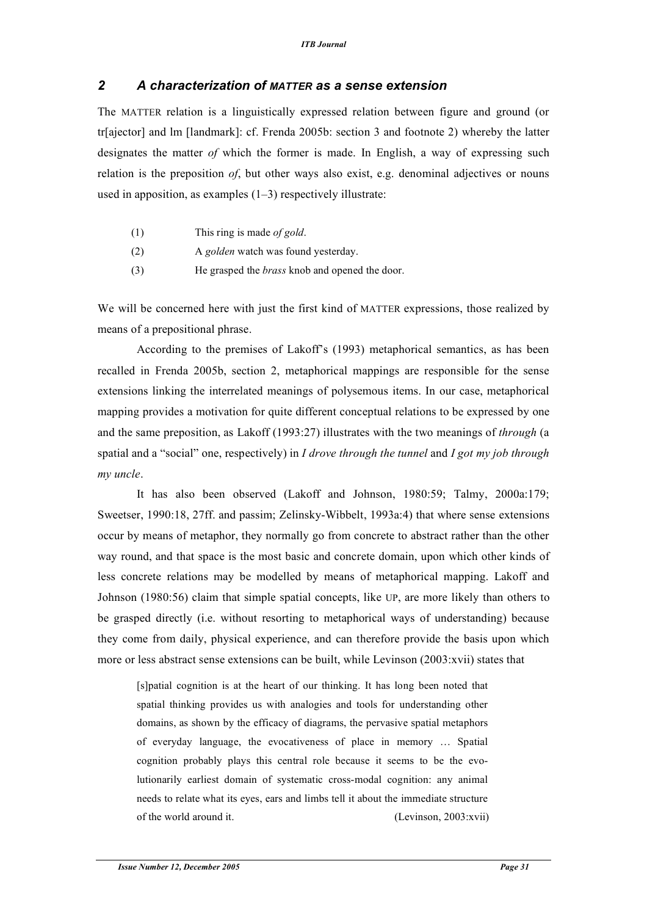## 2 A characterization of MATTER as a sense extension

The MATTER relation is a linguistically expressed relation between figure and ground (or tr[ajector] and lm [landmark]: cf. Frenda 2005b: section 3 and footnote 2) whereby the latter designates the matter *of* which the former is made. In English, a way of expressing such relation is the preposition *of*, but other ways also exist, e.g. denominal adjectives or nouns used in apposition, as examples (1–3) respectively illustrate:

(1) This ring is made *of gold*.

(2) A *golden* watch was found yesterday.

(3) He grasped the *brass* knob and opened the door.

We will be concerned here with just the first kind of MATTER expressions, those realized by means of a prepositional phrase.

According to the premises of Lakoff's (1993) metaphorical semantics, as has been recalled in Frenda 2005b, section 2, metaphorical mappings are responsible for the sense extensions linking the interrelated meanings of polysemous items. In our case, metaphorical mapping provides a motivation for quite different conceptual relations to be expressed by one and the same preposition, as Lakoff (1993:27) illustrates with the two meanings of *through* (a spatial and a "social" one, respectively) in *I drove through the tunnel* and *I got my job through my uncle*.

It has also been observed (Lakoff and Johnson, 1980:59; Talmy, 2000a:179; Sweetser, 1990:18, 27ff. and passim; Zelinsky-Wibbelt, 1993a:4) that where sense extensions occur by means of metaphor, they normally go from concrete to abstract rather than the other way round, and that space is the most basic and concrete domain, upon which other kinds of less concrete relations may be modelled by means of metaphorical mapping. Lakoff and Johnson (1980:56) claim that simple spatial concepts, like UP, are more likely than others to be grasped directly (i.e. without resorting to metaphorical ways of understanding) because they come from daily, physical experience, and can therefore provide the basis upon which more or less abstract sense extensions can be built, while Levinson (2003:xvii) states that

> [s]patial cognition is at the heart of our thinking. It has long been noted that spatial thinking provides us with analogies and tools for understanding other domains, as shown by the efficacy of diagrams, the pervasive spatial metaphors of everyday language, the evocativeness of place in memory … Spatial cognition probably plays this central role because it seems to be the evolutionarily earliest domain of systematic cross-modal cognition: any animal needs to relate what its eyes, ears and limbs tell it about the immediate structure of the world around it. (Levinson, 2003:xvii)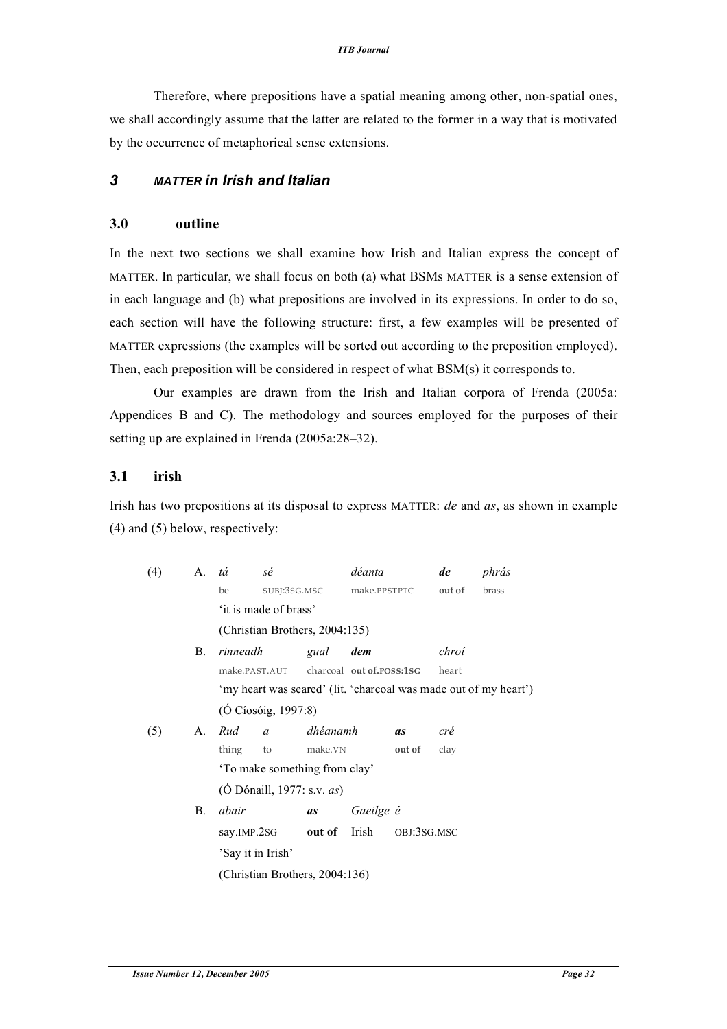Therefore, where prepositions have a spatial meaning among other, non-spatial ones, we shall accordingly assume that the latter are related to the former in a way that is motivated by the occurrence of metaphorical sense extensions.

## 3 *MATTER in Irish and Italian*

### 3.0 outline

In the next two sections we shall examine how Irish and Italian express the concept of MATTER. In particular, we shall focus on both (a) what BSMs MATTER is a sense extension of in each language and (b) what prepositions are involved in its expressions. In order to do so, each section will have the following structure: first, a few examples will be presented of MATTER expressions (the examples will be sorted out according to the preposition employed). Then, each preposition will be considered in respect of what BSM(s) it corresponds to.

Our examples are drawn from the Irish and Italian corpora of Frenda (2005a: Appendices B and C). The methodology and sources employed for the purposes of their setting up are explained in Frenda (2005a:28–32).

### 3.1 irish

Irish has two prepositions at its disposal to express MATTER: *de* and *as*, as shown in example (4) and (5) below, respectively:

(4) A. *tá sé déanta* ***de*** *phrás*
be SUBJ:3SG.MSC make.PPSTPTC **out of** brass
'it is made of brass'
(Christian Brothers, 2004:135)

B. *rinneadh gual* ***dem*** *chroí*
make.PAST.AUT charcoal **out of.POSS:1SG** heart
'my heart was seared' (lit. 'charcoal was made out of my heart')
(Ó Cíosóig, 1997:8)

(5) A. *Rud a dhéanamh* ***as*** *cré*
thing to make.VN **out of** clay
'To make something from clay'
(Ó Dónaill, 1977: s.v. *as*)

B. *abair* ***as*** *Gaeilge é*
say.IMP.2SG **out of** Irish OBJ:3SG.MSC
'Say it in Irish'
(Christian Brothers, 2004:136)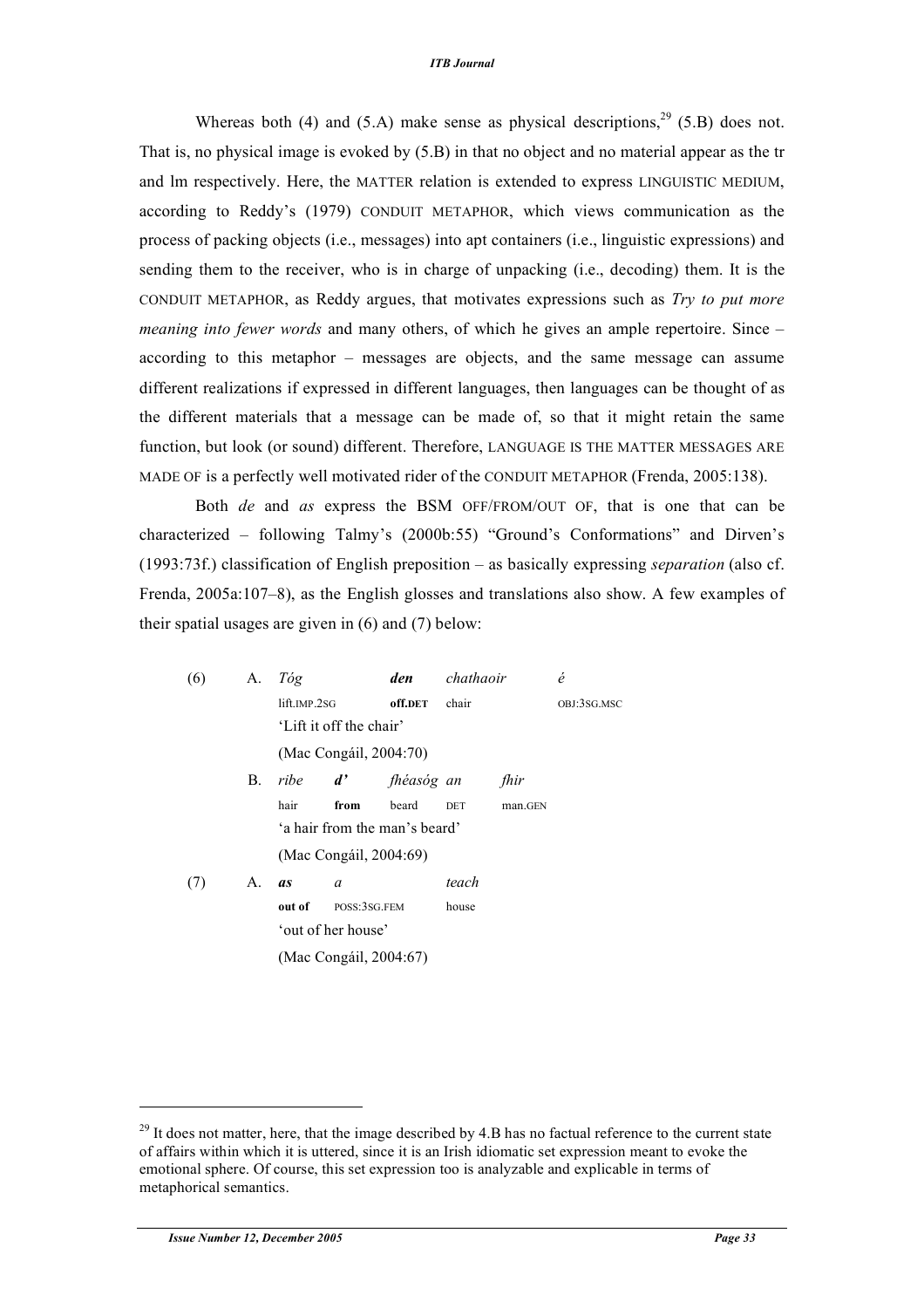Whereas both (4) and (5.A) make sense as physical descriptions,[29] (5.B) does not. That is, no physical image is evoked by (5.B) in that no object and no material appear as the tr and lm respectively. Here, the MATTER relation is extended to express LINGUISTIC MEDIUM, according to Reddy's (1979) CONDUIT METAPHOR, which views communication as the process of packing objects (i.e., messages) into apt containers (i.e., linguistic expressions) and sending them to the receiver, who is in charge of unpacking (i.e., decoding) them. It is the CONDUIT METAPHOR, as Reddy argues, that motivates expressions such as *Try to put more meaning into fewer words* and many others, of which he gives an ample repertoire. Since – according to this metaphor – messages are objects, and the same message can assume different realizations if expressed in different languages, then languages can be thought of as the different materials that a message can be made of, so that it might retain the same function, but look (or sound) different. Therefore, LANGUAGE IS THE MATTER MESSAGES ARE MADE OF is a perfectly well motivated rider of the CONDUIT METAPHOR (Frenda, 2005:138).

Both *de* and *as* express the BSM OFF/FROM/OUT OF, that is one that can be characterized – following Talmy's (2000b:55) "Ground's Conformations" and Dirven's (1993:73f.) classification of English preposition – as basically expressing *separation* (also cf. Frenda, 2005a:107–8), as the English glosses and translations also show. A few examples of their spatial usages are given in (6) and (7) below:

(6) A. *Tóg* **den** *chathaoir* *é*
lift.IMP.2SG **off.DET** chair OBJ:3SG.MSC
'Lift it off the chair'
(Mac Congáil, 2004:70)

B. *ribe* **d'** *fhéasóg an* *fhir*
hair **from** beard DET man.GEN
'a hair from the man's beard'
(Mac Congáil, 2004:69)

(7) A. **as** *a* *teach*
**out of** POSS:3SG.FEM house
'out of her house'
(Mac Congáil, 2004:67)

[29] It does not matter, here, that the image described by 4.B has no factual reference to the current state of affairs within which it is uttered, since it is an Irish idiomatic set expression meant to evoke the emotional sphere. Of course, this set expression too is analyzable and explicable in terms of metaphorical semantics.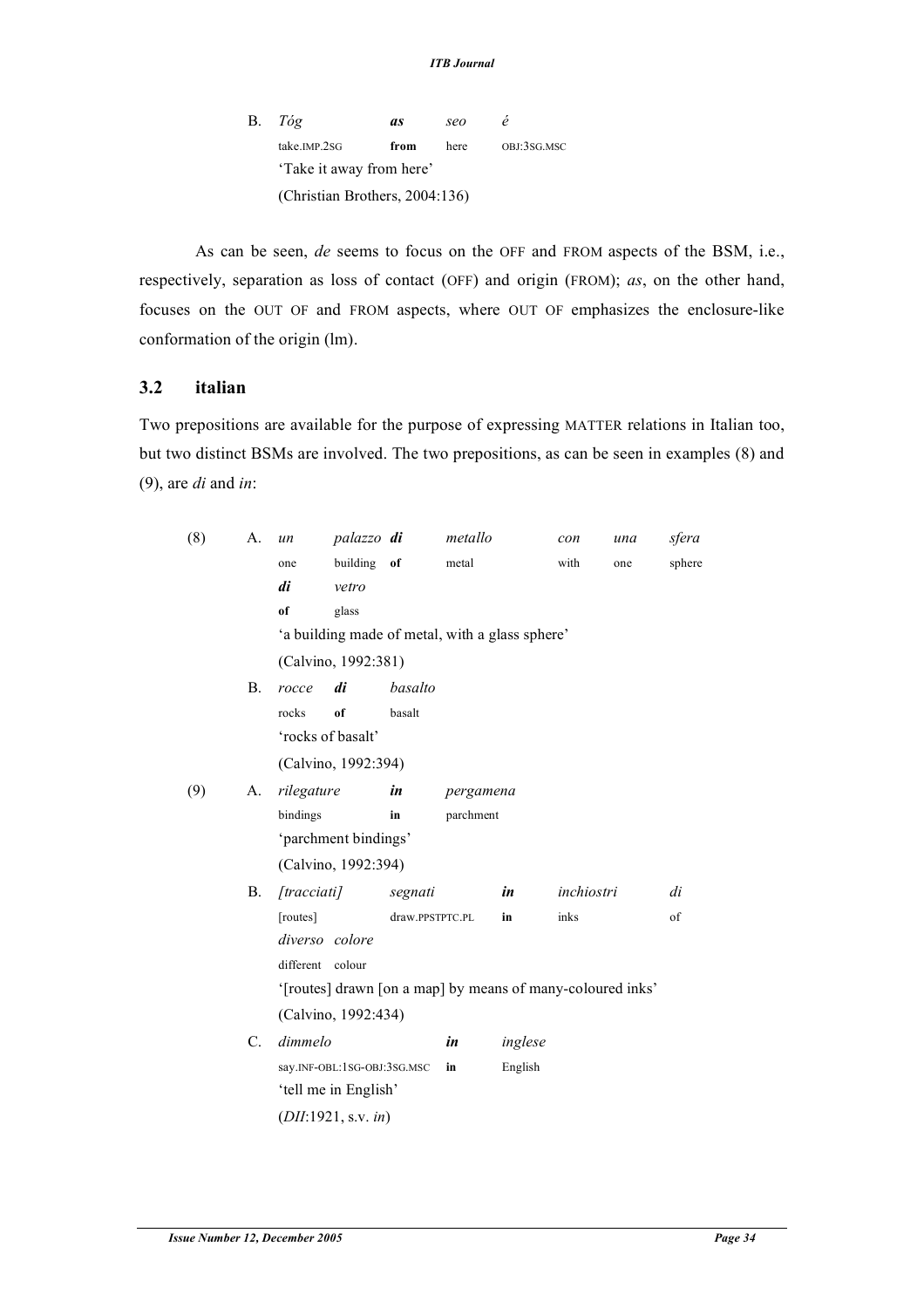B. *Tóg* **as** *seo* *é*
take.IMP.2SG **from** here OBJ:3SG.MSC
'Take it away from here'
(Christian Brothers, 2004:136)

As can be seen, *de* seems to focus on the OFF and FROM aspects of the BSM, i.e., respectively, separation as loss of contact (OFF) and origin (FROM); *as*, on the other hand, focuses on the OUT OF and FROM aspects, where OUT OF emphasizes the enclosure-like conformation of the origin (lm).

## 3.2 italian

Two prepositions are available for the purpose of expressing MATTER relations in Italian too, but two distinct BSMs are involved. The two prepositions, as can be seen in examples (8) and (9), are *di* and *in*:

(8) A. *un* *palazzo* ***di*** *metallo* *con* *una* *sfera* ***di*** *vetro*
one building **of** metal with one sphere **of** glass
'a building made of metal, with a glass sphere'
(Calvino, 1992:381)

B. *rocce* ***di*** *basalto*
rocks **of** basalt
'rocks of basalt'
(Calvino, 1992:394)

(9) A. *rilegature* ***in*** *pergamena*
bindings **in** parchment
'parchment bindings'
(Calvino, 1992:394)

B. *[tracciati]* *segnati* ***in*** *inchiostri* *di* *diverso* *colore*
[routes] draw.PPSTPTC.PL **in** inks of different colour
'[routes] drawn [on a map] by means of many-coloured inks'
(Calvino, 1992:434)

C. *dimmelo* ***in*** *inglese*
say.INF-OBL:1SG-OBJ:3SG.MSC **in** English
'tell me in English'
(*DII*:1921, s.v. *in*)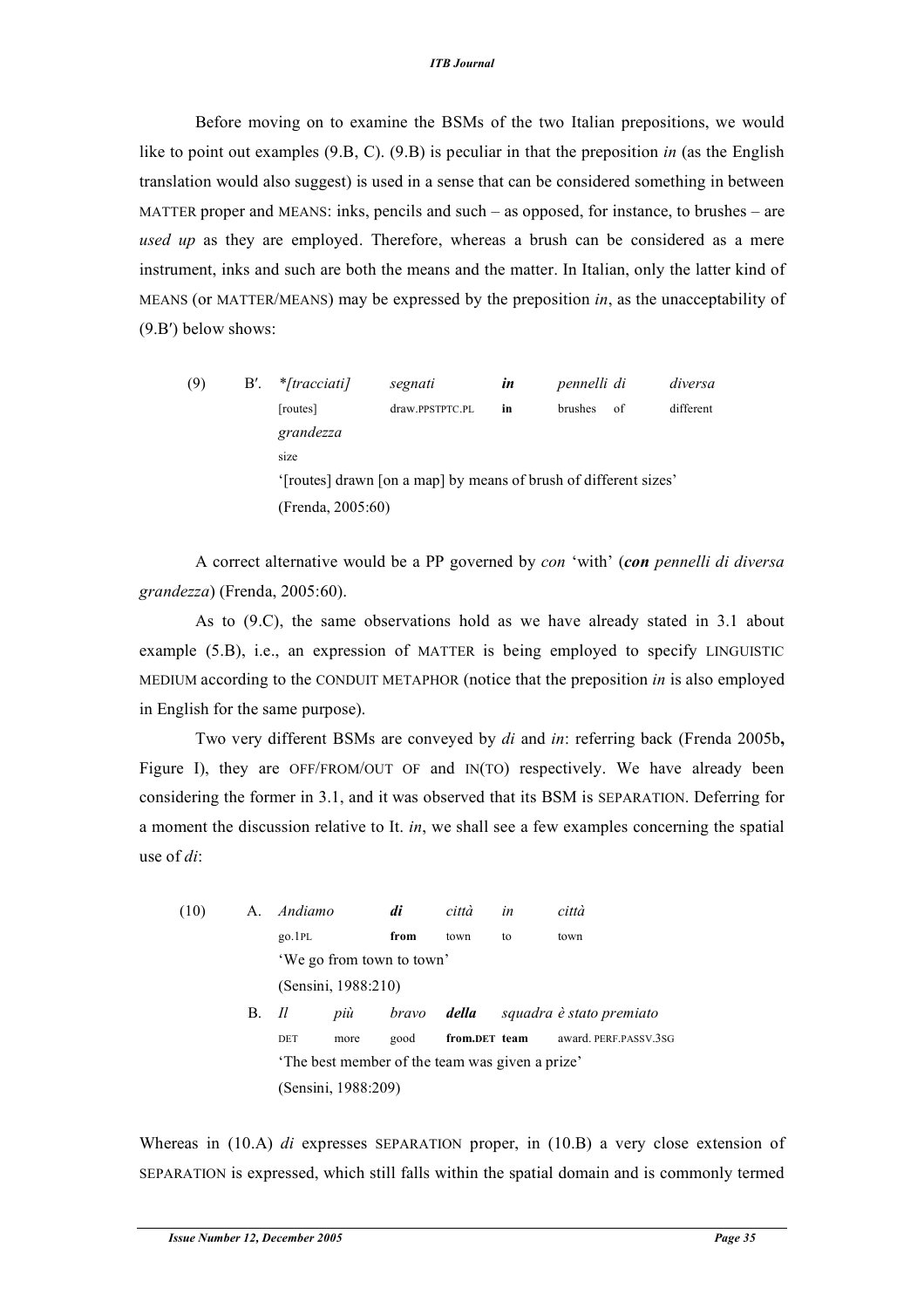Before moving on to examine the BSMs of the two Italian prepositions, we would like to point out examples (9.B, C). (9.B) is peculiar in that the preposition *in* (as the English translation would also suggest) is used in a sense that can be considered something in between MATTER proper and MEANS: inks, pencils and such – as opposed, for instance, to brushes – are *used up* as they are employed. Therefore, whereas a brush can be considered as a mere instrument, inks and such are both the means and the matter. In Italian, only the latter kind of MEANS (or MATTER/MEANS) may be expressed by the preposition *in*, as the unacceptability of (9.B′) below shows:

(9) B′. *\*[tracciati] segnati* ***in*** *pennelli di diversa grandezza*
[routes] draw.PPSTPTC.PL **in** brushes of different size
'[routes] drawn [on a map] by means of brush of different sizes'
(Frenda, 2005:60)

A correct alternative would be a PP governed by *con* 'with' (***con*** *pennelli di diversa grandezza*) (Frenda, 2005:60).

As to (9.C), the same observations hold as we have already stated in 3.1 about example (5.B), i.e., an expression of MATTER is being employed to specify LINGUISTIC MEDIUM according to the CONDUIT METAPHOR (notice that the preposition *in* is also employed in English for the same purpose).

Two very different BSMs are conveyed by *di* and *in*: referring back (Frenda 2005b**,** Figure I), they are OFF/FROM/OUT OF and IN(TO) respectively. We have already been considering the former in 3.1, and it was observed that its BSM is SEPARATION. Deferring for a moment the discussion relative to It. *in*, we shall see a few examples concerning the spatial use of *di*:

(10) A. *Andiamo* ***di*** *città in città*
go.1PL **from** town to town
'We go from town to town'
(Sensini, 1988:210)

B. *Il più bravo* ***della*** *squadra è stato premiato*
DET more good **from.DET team** award. PERF.PASSV.3SG
'The best member of the team was given a prize'
(Sensini, 1988:209)

Whereas in (10.A) *di* expresses SEPARATION proper, in (10.B) a very close extension of SEPARATION is expressed, which still falls within the spatial domain and is commonly termed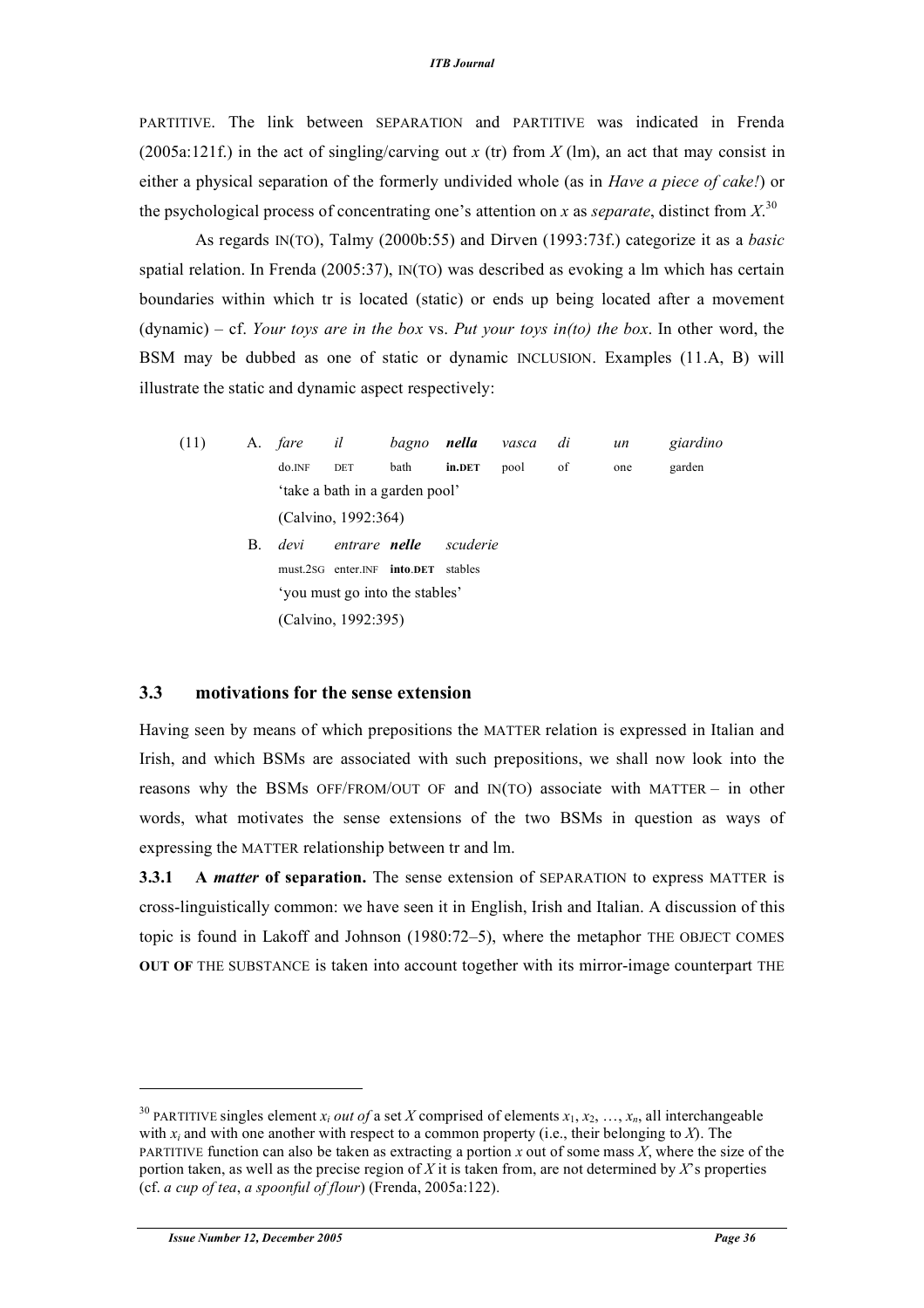PARTITIVE. The link between SEPARATION and PARTITIVE was indicated in Frenda (2005a:121f.) in the act of singling/carving out *x* (tr) from *X* (lm), an act that may consist in either a physical separation of the formerly undivided whole (as in *Have a piece of cake!*) or the psychological process of concentrating one's attention on *x* as *separate*, distinct from *X*.[30]

As regards IN(TO), Talmy (2000b:55) and Dirven (1993:73f.) categorize it as a *basic* spatial relation. In Frenda (2005:37), IN(TO) was described as evoking a lm which has certain boundaries within which tr is located (static) or ends up being located after a movement (dynamic) – cf. *Your toys are in the box* vs. *Put your toys in(to) the box*. In other word, the BSM may be dubbed as one of static or dynamic INCLUSION. Examples (11.A, B) will illustrate the static and dynamic aspect respectively:

(11) A. *fare* *il* *bagno* ***nella*** *vasca* *di* *un* *giardino*
do.INF DET bath **in.DET** pool of one garden
'take a bath in a garden pool'
(Calvino, 1992:364)

B. *devi* *entrare* ***nelle*** *scuderie*
must.2SG enter.INF **into.DET** stables
'you must go into the stables'
(Calvino, 1992:395)

### 3.3 motivations for the sense extension

Having seen by means of which prepositions the MATTER relation is expressed in Italian and Irish, and which BSMs are associated with such prepositions, we shall now look into the reasons why the BSMs OFF/FROM/OUT OF and IN(TO) associate with MATTER – in other words, what motivates the sense extensions of the two BSMs in question as ways of expressing the MATTER relationship between tr and lm.

**3.3.1 A *matter* of separation.** The sense extension of SEPARATION to express MATTER is cross-linguistically common: we have seen it in English, Irish and Italian. A discussion of this topic is found in Lakoff and Johnson (1980:72–5), where the metaphor THE OBJECT COMES **OUT OF** THE SUBSTANCE is taken into account together with its mirror-image counterpart THE

---

[30] PARTITIVE singles element $x_i$ *out of* a set *X* comprised of elements $x_1$, $x_2$, …, $x_n$, all interchangeable with $x_i$ and with one another with respect to a common property (i.e., their belonging to *X*). The PARTITIVE function can also be taken as extracting a portion *x* out of some mass *X*, where the size of the portion taken, as well as the precise region of *X* it is taken from, are not determined by *X*'s properties (cf. *a cup of tea*, *a spoonful of flour*) (Frenda, 2005a:122).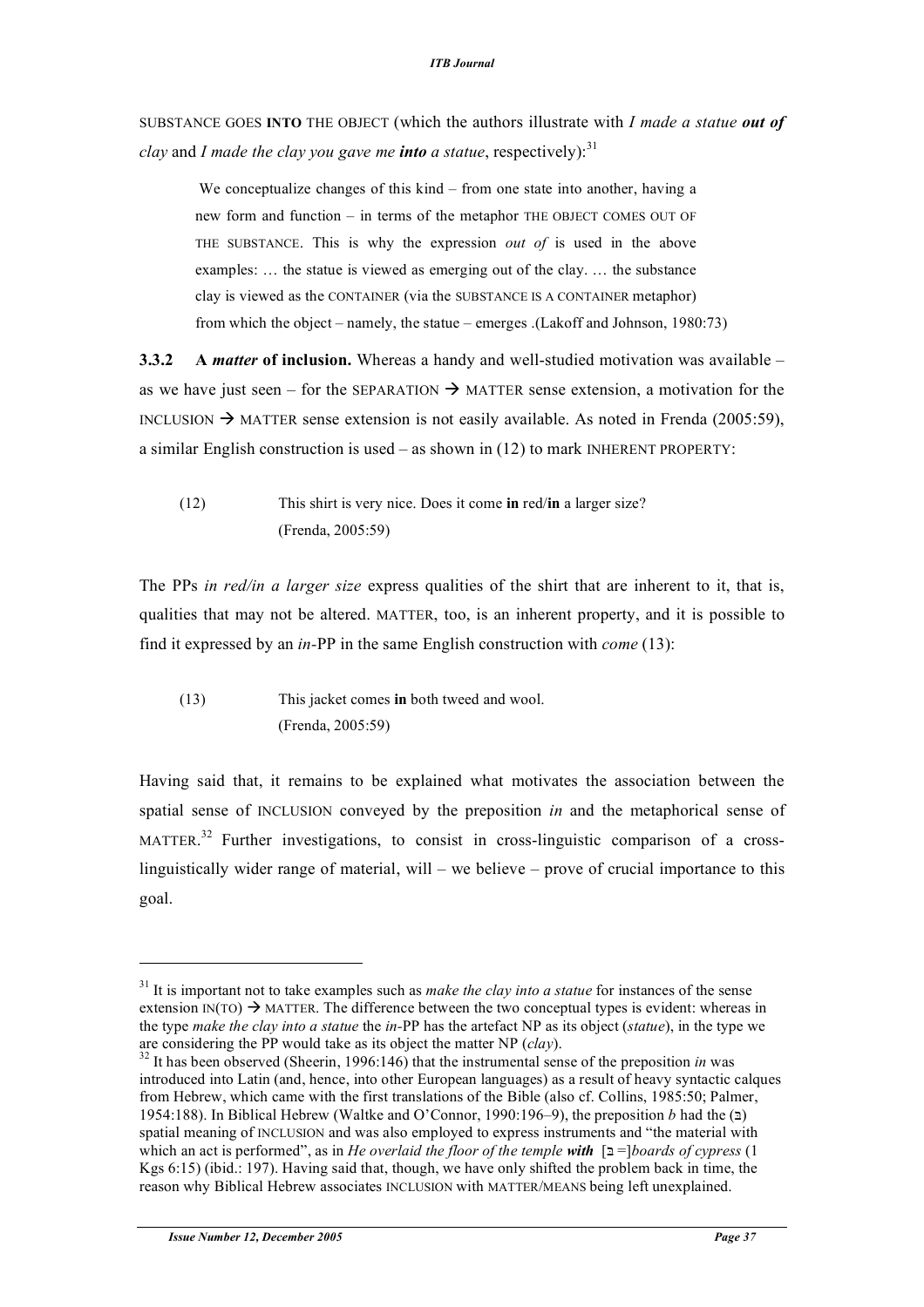SUBSTANCE GOES **INTO** THE OBJECT (which the authors illustrate with *I made a statue **out of** clay* and *I made the clay you gave me **into** a statue*, respectively):[31]

> We conceptualize changes of this kind – from one state into another, having a new form and function – in terms of the metaphor THE OBJECT COMES OUT OF THE SUBSTANCE. This is why the expression *out of* is used in the above examples: … the statue is viewed as emerging out of the clay. … the substance clay is viewed as the CONTAINER (via the SUBSTANCE IS A CONTAINER metaphor) from which the object – namely, the statue – emerges .(Lakoff and Johnson, 1980:73)

**3.3.2 A *matter* of inclusion.** Whereas a handy and well-studied motivation was available – as we have just seen – for the SEPARATION → MATTER sense extension, a motivation for the INCLUSION → MATTER sense extension is not easily available. As noted in Frenda (2005:59), a similar English construction is used – as shown in (12) to mark INHERENT PROPERTY:

(12) This shirt is very nice. Does it come **in** red/**in** a larger size?
(Frenda, 2005:59)

The PPs *in red/in a larger size* express qualities of the shirt that are inherent to it, that is, qualities that may not be altered. MATTER, too, is an inherent property, and it is possible to find it expressed by an *in*-PP in the same English construction with *come* (13):

(13) This jacket comes **in** both tweed and wool.
(Frenda, 2005:59)

Having said that, it remains to be explained what motivates the association between the spatial sense of INCLUSION conveyed by the preposition *in* and the metaphorical sense of MATTER.[32] Further investigations, to consist in cross-linguistic comparison of a cross-linguistically wider range of material, will – we believe – prove of crucial importance to this goal.

---

[31] It is important not to take examples such as *make the clay into a statue* for instances of the sense extension IN(TO) → MATTER. The difference between the two conceptual types is evident: whereas in the type *make the clay into a statue* the *in*-PP has the artefact NP as its object (*statue*), in the type we are considering the PP would take as its object the matter NP (*clay*).

[32] It has been observed (Sheerin, 1996:146) that the instrumental sense of the preposition *in* was introduced into Latin (and, hence, into other European languages) as a result of heavy syntactic calques from Hebrew, which came with the first translations of the Bible (also cf. Collins, 1985:50; Palmer, 1954:188). In Biblical Hebrew (Waltke and O'Connor, 1990:196–9), the preposition *b* had the (ב) spatial meaning of INCLUSION and was also employed to express instruments and "the material with which an act is performed", as in *He overlaid the floor of the temple **with*** [ב =]*boards of cypress* (1 Kgs 6:15) (ibid.: 197). Having said that, though, we have only shifted the problem back in time, the reason why Biblical Hebrew associates INCLUSION with MATTER/MEANS being left unexplained.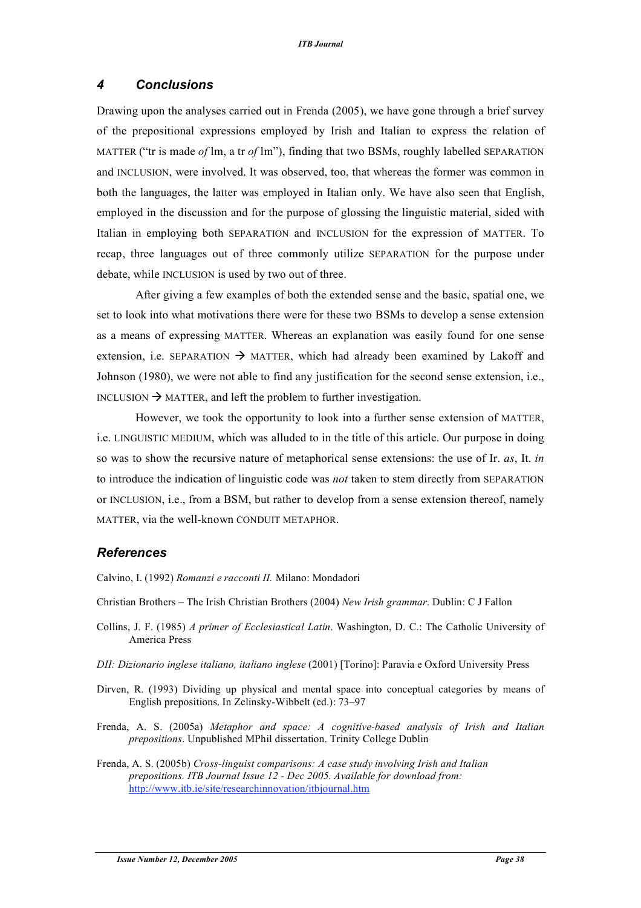## 4 Conclusions

Drawing upon the analyses carried out in Frenda (2005), we have gone through a brief survey of the prepositional expressions employed by Irish and Italian to express the relation of MATTER ("tr is made *of* lm, a tr *of* lm"), finding that two BSMs, roughly labelled SEPARATION and INCLUSION, were involved. It was observed, too, that whereas the former was common in both the languages, the latter was employed in Italian only. We have also seen that English, employed in the discussion and for the purpose of glossing the linguistic material, sided with Italian in employing both SEPARATION and INCLUSION for the expression of MATTER. To recap, three languages out of three commonly utilize SEPARATION for the purpose under debate, while INCLUSION is used by two out of three.

After giving a few examples of both the extended sense and the basic, spatial one, we set to look into what motivations there were for these two BSMs to develop a sense extension as a means of expressing MATTER. Whereas an explanation was easily found for one sense extension, i.e. SEPARATION → MATTER, which had already been examined by Lakoff and Johnson (1980), we were not able to find any justification for the second sense extension, i.e., INCLUSION → MATTER, and left the problem to further investigation.

However, we took the opportunity to look into a further sense extension of MATTER, i.e. LINGUISTIC MEDIUM, which was alluded to in the title of this article. Our purpose in doing so was to show the recursive nature of metaphorical sense extensions: the use of Ir. *as*, It. *in* to introduce the indication of linguistic code was *not* taken to stem directly from SEPARATION or INCLUSION, i.e., from a BSM, but rather to develop from a sense extension thereof, namely MATTER, via the well-known CONDUIT METAPHOR.

## References

Calvino, I. (1992) *Romanzi e racconti II.* Milano: Mondadori

Christian Brothers – The Irish Christian Brothers (2004) *New Irish grammar*. Dublin: C J Fallon

Collins, J. F. (1985) *A primer of Ecclesiastical Latin*. Washington, D. C.: The Catholic University of America Press

*DII: Dizionario inglese italiano, italiano inglese* (2001) [Torino]: Paravia e Oxford University Press

Dirven, R. (1993) Dividing up physical and mental space into conceptual categories by means of English prepositions. In Zelinsky-Wibbelt (ed.): 73–97

Frenda, A. S. (2005a) *Metaphor and space: A cognitive-based analysis of Irish and Italian prepositions*. Unpublished MPhil dissertation. Trinity College Dublin

Frenda, A. S. (2005b) *Cross-linguist comparisons: A case study involving Irish and Italian prepositions. ITB Journal Issue 12 - Dec 2005. Available for download from:* http://www.itb.ie/site/researchinnovation/itbjournal.htm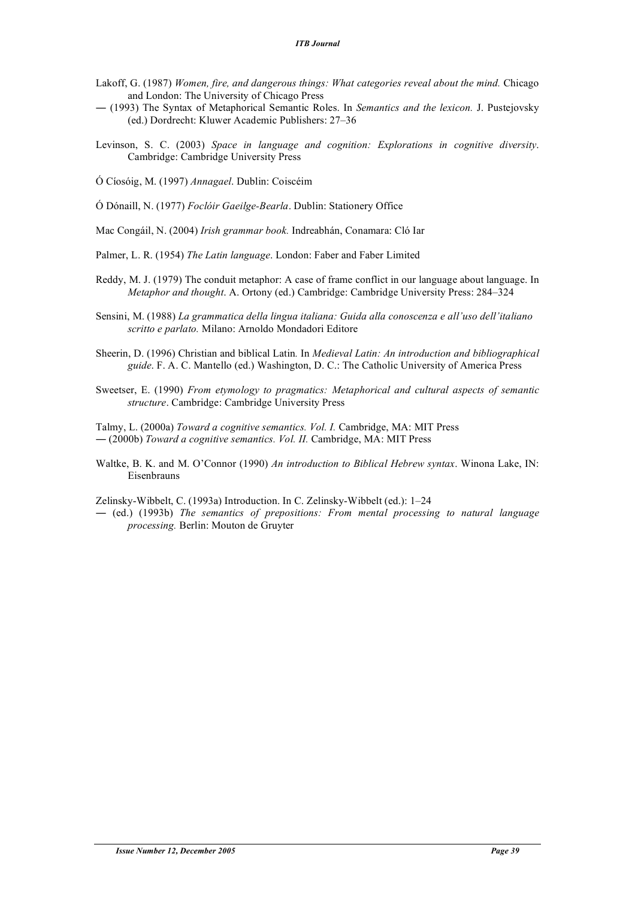Lakoff, G. (1987) *Women, fire, and dangerous things: What categories reveal about the mind.* Chicago and London: The University of Chicago Press

— (1993) The Syntax of Metaphorical Semantic Roles. In *Semantics and the lexicon.* J. Pustejovsky (ed.) Dordrecht: Kluwer Academic Publishers: 27–36

Levinson, S. C. (2003) *Space in language and cognition: Explorations in cognitive diversity*. Cambridge: Cambridge University Press

Ó Cíosóig, M. (1997) *Annagael*. Dublin: Coiscéim

Ó Dónaill, N. (1977) *Foclóir Gaeilge-Bearla*. Dublin: Stationery Office

Mac Congáil, N. (2004) *Irish grammar book.* Indreabhán, Conamara: Cló Iar

Palmer, L. R. (1954) *The Latin language*. London: Faber and Faber Limited

Reddy, M. J. (1979) The conduit metaphor: A case of frame conflict in our language about language. In *Metaphor and thought*. A. Ortony (ed.) Cambridge: Cambridge University Press: 284–324

Sensini, M. (1988) *La grammatica della lingua italiana: Guida alla conoscenza e all'uso dell'italiano scritto e parlato.* Milano: Arnoldo Mondadori Editore

Sheerin, D. (1996) Christian and biblical Latin*.* In *Medieval Latin: An introduction and bibliographical guide*. F. A. C. Mantello (ed.) Washington, D. C.: The Catholic University of America Press

Sweetser, E. (1990) *From etymology to pragmatics: Metaphorical and cultural aspects of semantic structure*. Cambridge: Cambridge University Press

Talmy, L. (2000a) *Toward a cognitive semantics. Vol. I.* Cambridge, MA: MIT Press

— (2000b) *Toward a cognitive semantics. Vol. II.* Cambridge, MA: MIT Press

Waltke, B. K. and M. O'Connor (1990) *An introduction to Biblical Hebrew syntax*. Winona Lake, IN: Eisenbrauns

Zelinsky-Wibbelt, C. (1993a) Introduction. In C. Zelinsky-Wibbelt (ed.): 1–24

— (ed.) (1993b) *The semantics of prepositions: From mental processing to natural language processing.* Berlin: Mouton de Gruyter